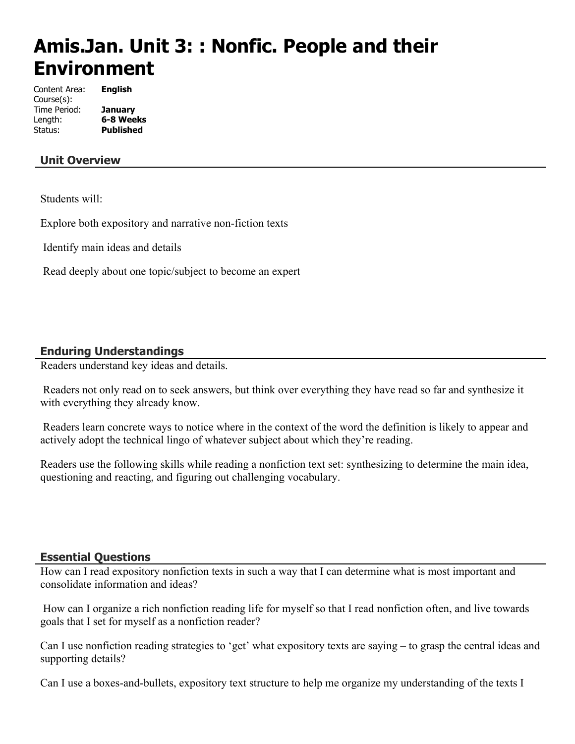# Amis.Jan. Unit 3: : Nonfic. People and their Environment

| | |
|---|---|
| Content Area: | **English** |
| Course(s): | |
| Time Period: | **January** |
| Length: | **6-8 Weeks** |
| Status: | **Published** |

## Unit Overview

Students will:

Explore both expository and narrative non-fiction texts

Identify main ideas and details

Read deeply about one topic/subject to become an expert

## Enduring Understandings

Readers understand key ideas and details.

Readers not only read on to seek answers, but think over everything they have read so far and synthesize it with everything they already know.

Readers learn concrete ways to notice where in the context of the word the definition is likely to appear and actively adopt the technical lingo of whatever subject about which they're reading.

Readers use the following skills while reading a nonfiction text set: synthesizing to determine the main idea, questioning and reacting, and figuring out challenging vocabulary.

## Essential Questions

How can I read expository nonfiction texts in such a way that I can determine what is most important and consolidate information and ideas?

How can I organize a rich nonfiction reading life for myself so that I read nonfiction often, and live towards goals that I set for myself as a nonfiction reader?

Can I use nonfiction reading strategies to 'get' what expository texts are saying – to grasp the central ideas and supporting details?

Can I use a boxes-and-bullets, expository text structure to help me organize my understanding of the texts I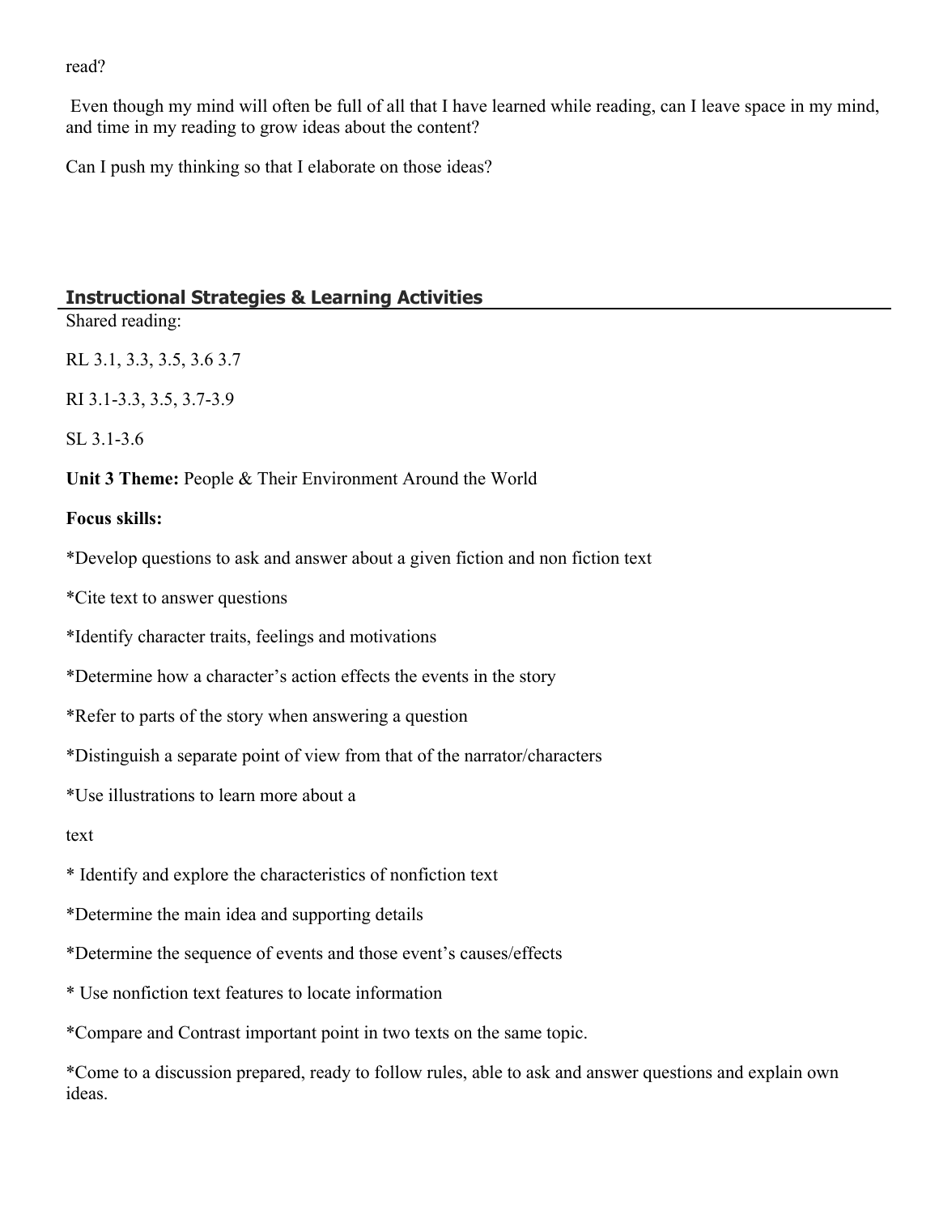read?

Even though my mind will often be full of all that I have learned while reading, can I leave space in my mind, and time in my reading to grow ideas about the content?

Can I push my thinking so that I elaborate on those ideas?

## Instructional Strategies & Learning Activities

Shared reading:

RL 3.1, 3.3, 3.5, 3.6 3.7

RI 3.1-3.3, 3.5, 3.7-3.9

SL 3.1-3.6

**Unit 3 Theme:** People & Their Environment Around the World

**Focus skills:**

*Develop questions to ask and answer about a given fiction and non fiction text

*Cite text to answer questions

*Identify character traits, feelings and motivations

*Determine how a character's action effects the events in the story

*Refer to parts of the story when answering a question

*Distinguish a separate point of view from that of the narrator/characters

*Use illustrations to learn more about a

text

* Identify and explore the characteristics of nonfiction text

*Determine the main idea and supporting details

*Determine the sequence of events and those event's causes/effects

* Use nonfiction text features to locate information

*Compare and Contrast important point in two texts on the same topic.

*Come to a discussion prepared, ready to follow rules, able to ask and answer questions and explain own ideas.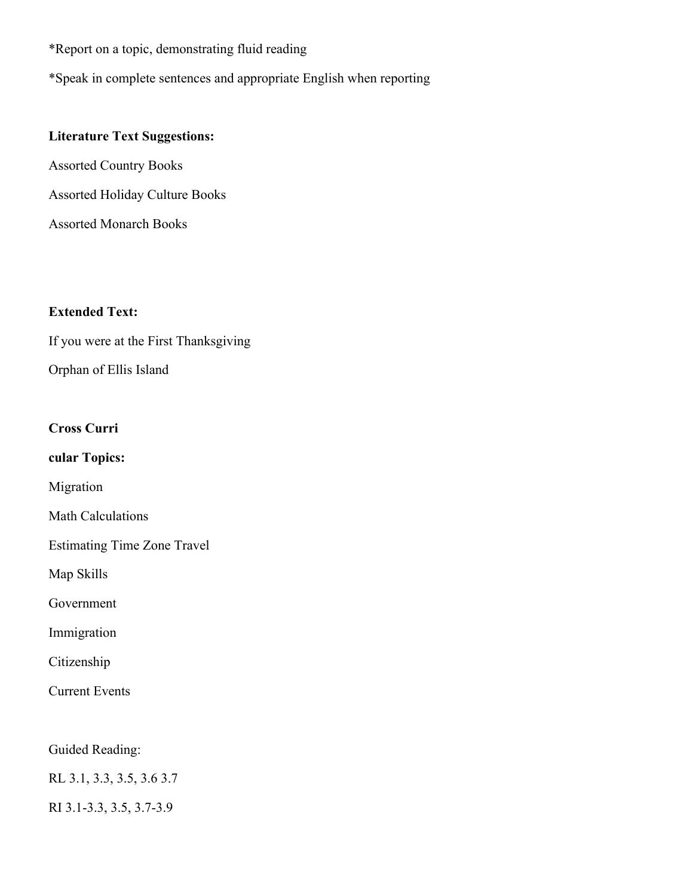*Report on a topic, demonstrating fluid reading

*Speak in complete sentences and appropriate English when reporting

**Literature Text Suggestions:**

Assorted Country Books

Assorted Holiday Culture Books

Assorted Monarch Books

**Extended Text:**

If you were at the First Thanksgiving

Orphan of Ellis Island

**Cross Curri**

**cular Topics:**

Migration

Math Calculations

Estimating Time Zone Travel

Map Skills

Government

Immigration

Citizenship

Current Events

Guided Reading:

RL 3.1, 3.3, 3.5, 3.6 3.7

RI 3.1-3.3, 3.5, 3.7-3.9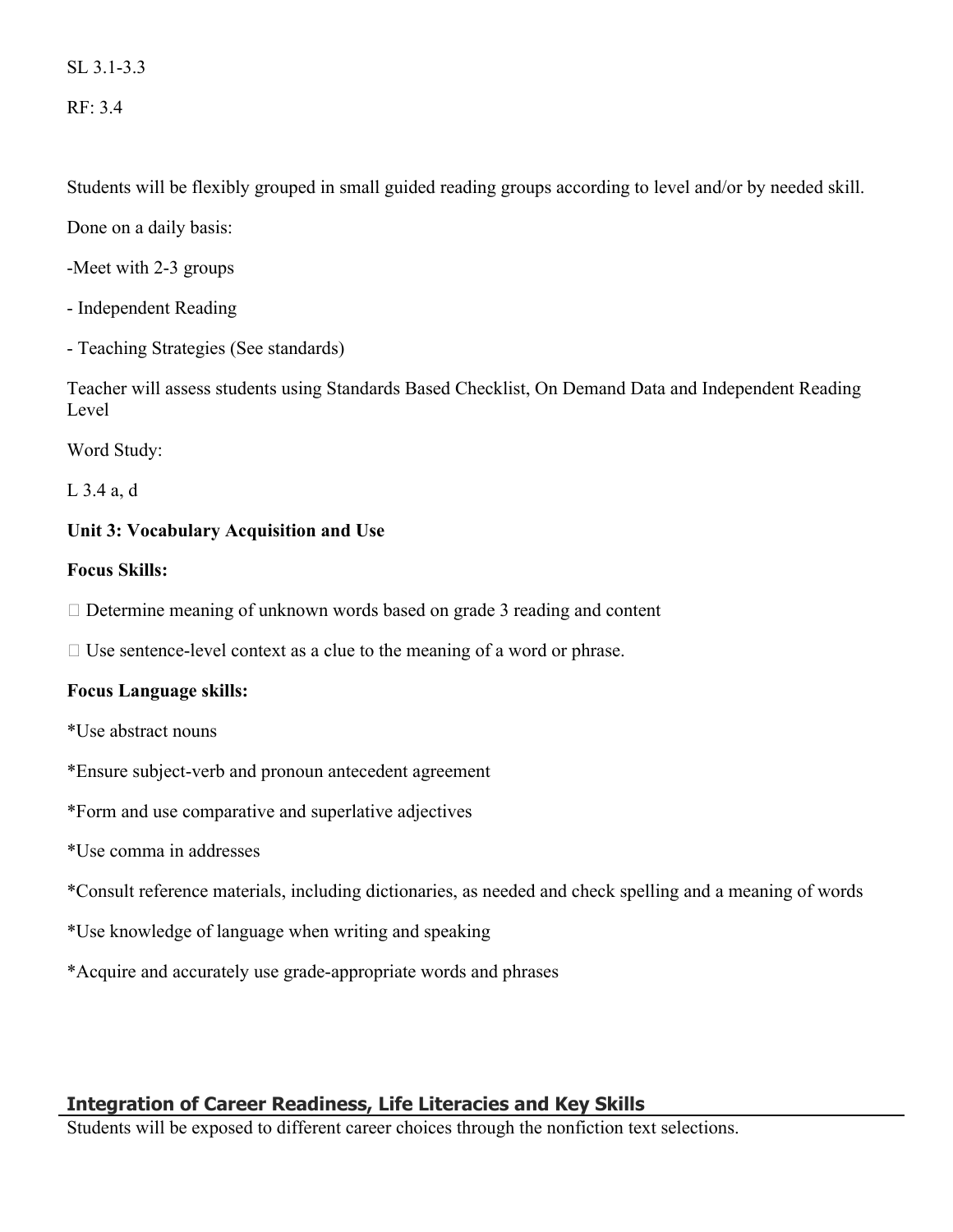SL 3.1-3.3

RF: 3.4

Students will be flexibly grouped in small guided reading groups according to level and/or by needed skill.

Done on a daily basis:

-Meet with 2-3 groups

- Independent Reading

- Teaching Strategies (See standards)

Teacher will assess students using Standards Based Checklist, On Demand Data and Independent Reading Level

Word Study:

L 3.4 a, d

**Unit 3: Vocabulary Acquisition and Use**

**Focus Skills:**

- Determine meaning of unknown words based on grade 3 reading and content
- Use sentence-level context as a clue to the meaning of a word or phrase.

**Focus Language skills:**

*Use abstract nouns

*Ensure subject-verb and pronoun antecedent agreement

*Form and use comparative and superlative adjectives

*Use comma in addresses

*Consult reference materials, including dictionaries, as needed and check spelling and a meaning of words

*Use knowledge of language when writing and speaking

*Acquire and accurately use grade-appropriate words and phrases

## Integration of Career Readiness, Life Literacies and Key Skills

Students will be exposed to different career choices through the nonfiction text selections.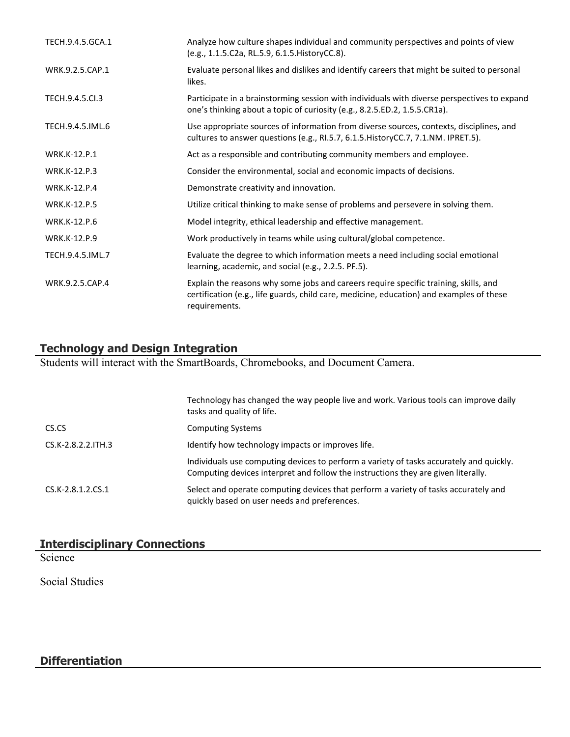| | |
|---|---|
| TECH.9.4.5.GCA.1 | Analyze how culture shapes individual and community perspectives and points of view (e.g., 1.1.5.C2a, RL.5.9, 6.1.5.HistoryCC.8). |
| WRK.9.2.5.CAP.1 | Evaluate personal likes and dislikes and identify careers that might be suited to personal likes. |
| TECH.9.4.5.CI.3 | Participate in a brainstorming session with individuals with diverse perspectives to expand one's thinking about a topic of curiosity (e.g., 8.2.5.ED.2, 1.5.5.CR1a). |
| TECH.9.4.5.IML.6 | Use appropriate sources of information from diverse sources, contexts, disciplines, and cultures to answer questions (e.g., RI.5.7, 6.1.5.HistoryCC.7, 7.1.NM. IPRET.5). |
| WRK.K-12.P.1 | Act as a responsible and contributing community members and employee. |
| WRK.K-12.P.3 | Consider the environmental, social and economic impacts of decisions. |
| WRK.K-12.P.4 | Demonstrate creativity and innovation. |
| WRK.K-12.P.5 | Utilize critical thinking to make sense of problems and persevere in solving them. |
| WRK.K-12.P.6 | Model integrity, ethical leadership and effective management. |
| WRK.K-12.P.9 | Work productively in teams while using cultural/global competence. |
| TECH.9.4.5.IML.7 | Evaluate the degree to which information meets a need including social emotional learning, academic, and social (e.g., 2.2.5. PF.5). |
| WRK.9.2.5.CAP.4 | Explain the reasons why some jobs and careers require specific training, skills, and certification (e.g., life guards, child care, medicine, education) and examples of these requirements. |

## Technology and Design Integration

Students will interact with the SmartBoards, Chromebooks, and Document Camera.

| | |
|---|---|
| | Technology has changed the way people live and work. Various tools can improve daily tasks and quality of life. |
| CS.CS | Computing Systems |
| CS.K-2.8.2.2.ITH.3 | Identify how technology impacts or improves life. |
| | Individuals use computing devices to perform a variety of tasks accurately and quickly. Computing devices interpret and follow the instructions they are given literally. |
| CS.K-2.8.1.2.CS.1 | Select and operate computing devices that perform a variety of tasks accurately and quickly based on user needs and preferences. |

## Interdisciplinary Connections

Science

Social Studies

## Differentiation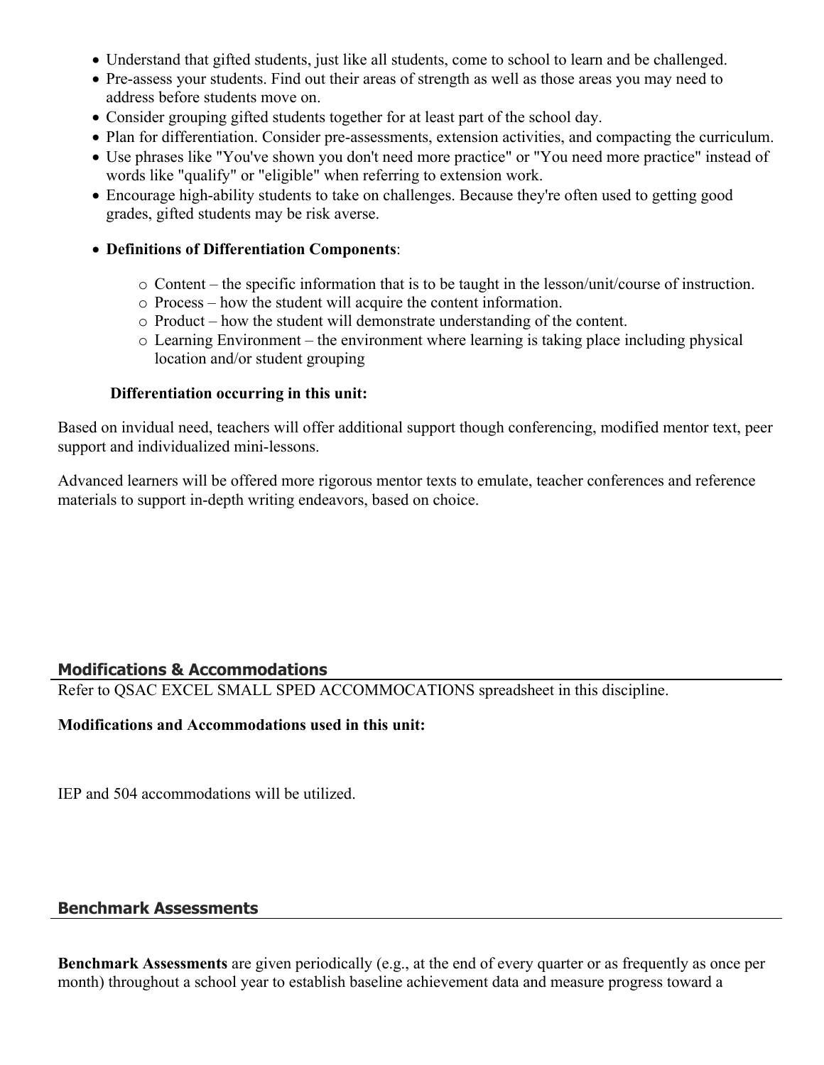- Understand that gifted students, just like all students, come to school to learn and be challenged.
- Pre-assess your students. Find out their areas of strength as well as those areas you may need to address before students move on.
- Consider grouping gifted students together for at least part of the school day.
- Plan for differentiation. Consider pre-assessments, extension activities, and compacting the curriculum.
- Use phrases like "You've shown you don't need more practice" or "You need more practice" instead of words like "qualify" or "eligible" when referring to extension work.
- Encourage high-ability students to take on challenges. Because they're often used to getting good grades, gifted students may be risk averse.
- **Definitions of Differentiation Components**:
    - Content – the specific information that is to be taught in the lesson/unit/course of instruction.
    - Process – how the student will acquire the content information.
    - Product – how the student will demonstrate understanding of the content.
    - Learning Environment – the environment where learning is taking place including physical location and/or student grouping

**Differentiation occurring in this unit:**

Based on invidual need, teachers will offer additional support though conferencing, modified mentor text, peer support and individualized mini-lessons.

Advanced learners will be offered more rigorous mentor texts to emulate, teacher conferences and reference materials to support in-depth writing endeavors, based on choice.

## Modifications & Accommodations

Refer to QSAC EXCEL SMALL SPED ACCOMMOCATIONS spreadsheet in this discipline.

**Modifications and Accommodations used in this unit:**

IEP and 504 accommodations will be utilized.

## Benchmark Assessments

**Benchmark Assessments** are given periodically (e.g., at the end of every quarter or as frequently as once per month) throughout a school year to establish baseline achievement data and measure progress toward a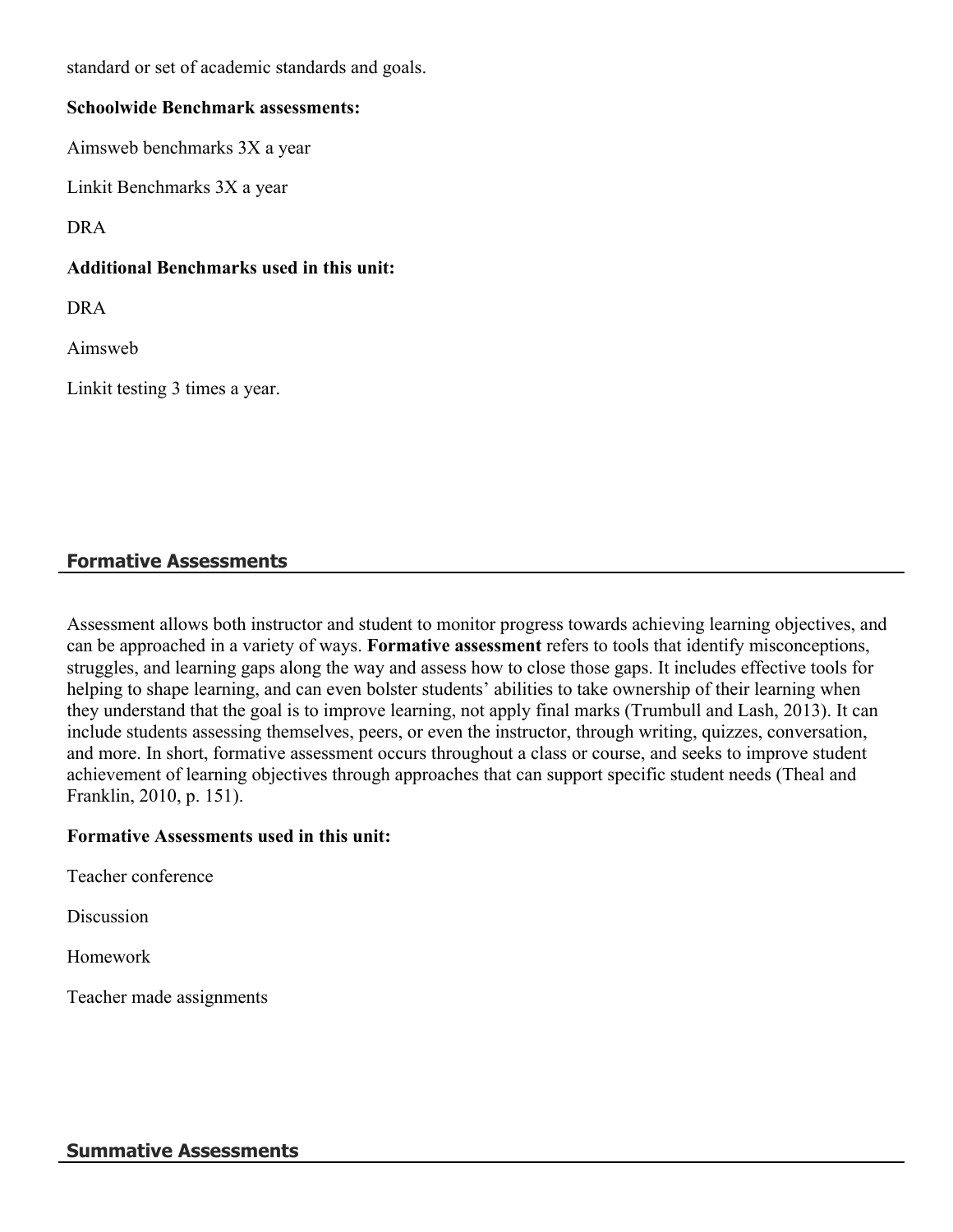standard or set of academic standards and goals.

**Schoolwide Benchmark assessments:**

Aimsweb benchmarks 3X a year

Linkit Benchmarks 3X a year

DRA

**Additional Benchmarks used in this unit:**

DRA

Aimsweb

Linkit testing 3 times a year.

## Formative Assessments

Assessment allows both instructor and student to monitor progress towards achieving learning objectives, and can be approached in a variety of ways. **Formative assessment** refers to tools that identify misconceptions, struggles, and learning gaps along the way and assess how to close those gaps. It includes effective tools for helping to shape learning, and can even bolster students' abilities to take ownership of their learning when they understand that the goal is to improve learning, not apply final marks (Trumbull and Lash, 2013). It can include students assessing themselves, peers, or even the instructor, through writing, quizzes, conversation, and more. In short, formative assessment occurs throughout a class or course, and seeks to improve student achievement of learning objectives through approaches that can support specific student needs (Theal and Franklin, 2010, p. 151).

**Formative Assessments used in this unit:**

Teacher conference

Discussion

Homework

Teacher made assignments

## Summative Assessments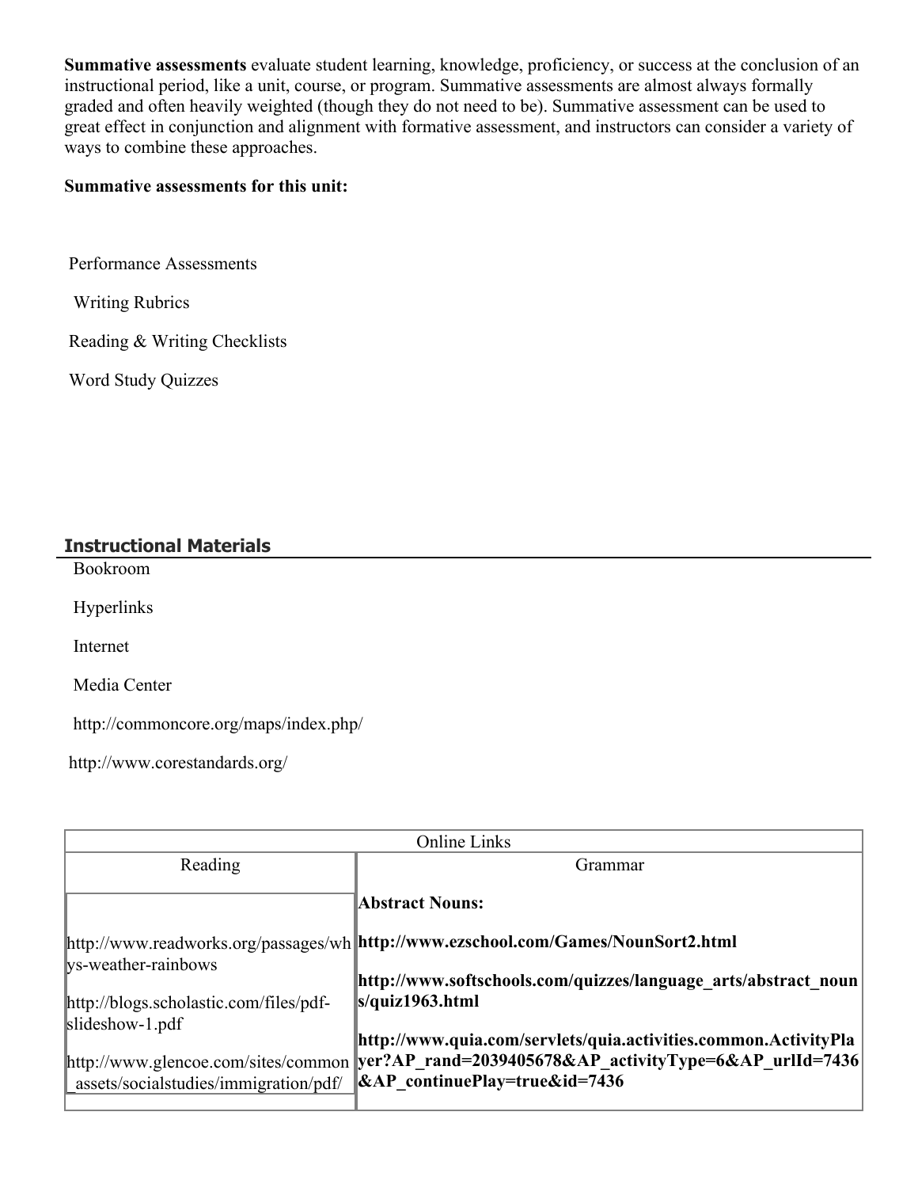**Summative assessments** evaluate student learning, knowledge, proficiency, or success at the conclusion of an instructional period, like a unit, course, or program. Summative assessments are almost always formally graded and often heavily weighted (though they do not need to be). Summative assessment can be used to great effect in conjunction and alignment with formative assessment, and instructors can consider a variety of ways to combine these approaches.

**Summative assessments for this unit:**

Performance Assessments

Writing Rubrics

Reading & Writing Checklists

Word Study Quizzes

## Instructional Materials

Bookroom

Hyperlinks

Internet

Media Center

http://commoncore.org/maps/index.php/

http://www.corestandards.org/

| Online Links | |
|---|---|
| Reading | Grammar |
| http://www.readworks.org/passages/whys-weather-rainbows<br><br>http://blogs.scholastic.com/files/pdf-slideshow-1.pdf<br><br>http://www.glencoe.com/sites/common_assets/socialstudies/immigration/pdf/ | **Abstract Nouns:**<br><br>**http://www.ezschool.com/Games/NounSort2.html**<br><br>**http://www.softschools.com/quizzes/language_arts/abstract_nouns/quiz1963.html**<br><br>**http://www.quia.com/servlets/quia.activities.common.ActivityPlayer?AP_rand=2039405678&AP_activityType=6&AP_urlId=7436&AP_continuePlay=true&id=7436** |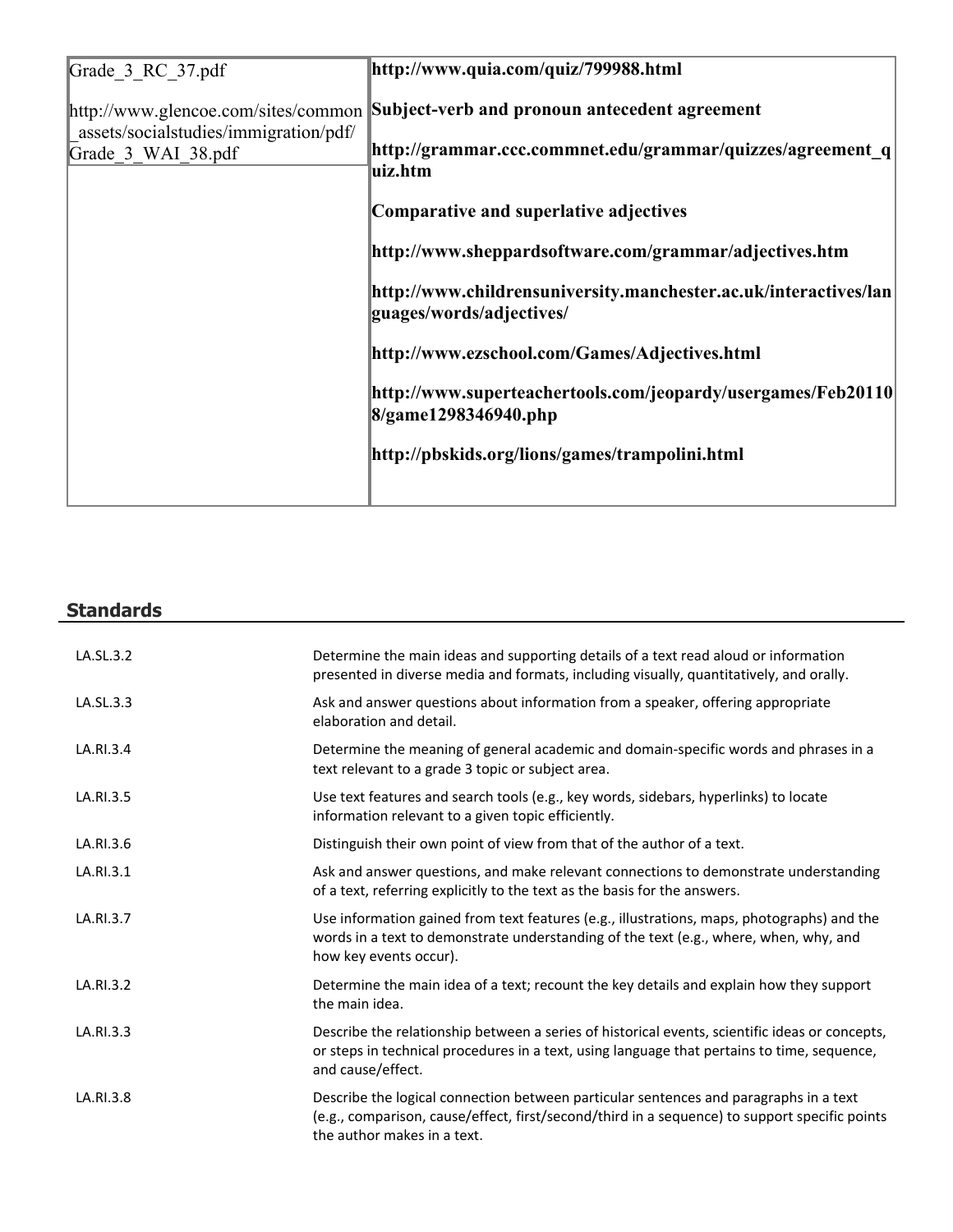| | |
|---|---|
| Grade_3_RC_37.pdf<br><br>http://www.glencoe.com/sites/common_assets/socialstudies/immigration/pdf/Grade_3_WAI_38.pdf | **http://www.quia.com/quiz/799988.html**<br><br>**Subject-verb and pronoun antecedent agreement**<br><br>**http://grammar.ccc.commnet.edu/grammar/quizzes/agreement_quiz.htm**<br><br>**Comparative and superlative adjectives**<br><br>**http://www.sheppardsoftware.com/grammar/adjectives.htm**<br><br>**http://www.childrensuniversity.manchester.ac.uk/interactives/languages/words/adjectives/**<br><br>**http://www.ezschool.com/Games/Adjectives.html**<br><br>**http://www.superteachertools.com/jeopardy/usergames/Feb201108/game1298346940.php**<br><br>**http://pbskids.org/lions/games/trampolini.html** |

## Standards

| | |
|---|---|
| LA.SL.3.2 | Determine the main ideas and supporting details of a text read aloud or information presented in diverse media and formats, including visually, quantitatively, and orally. |
| LA.SL.3.3 | Ask and answer questions about information from a speaker, offering appropriate elaboration and detail. |
| LA.RI.3.4 | Determine the meaning of general academic and domain-specific words and phrases in a text relevant to a grade 3 topic or subject area. |
| LA.RI.3.5 | Use text features and search tools (e.g., key words, sidebars, hyperlinks) to locate information relevant to a given topic efficiently. |
| LA.RI.3.6 | Distinguish their own point of view from that of the author of a text. |
| LA.RI.3.1 | Ask and answer questions, and make relevant connections to demonstrate understanding of a text, referring explicitly to the text as the basis for the answers. |
| LA.RI.3.7 | Use information gained from text features (e.g., illustrations, maps, photographs) and the words in a text to demonstrate understanding of the text (e.g., where, when, why, and how key events occur). |
| LA.RI.3.2 | Determine the main idea of a text; recount the key details and explain how they support the main idea. |
| LA.RI.3.3 | Describe the relationship between a series of historical events, scientific ideas or concepts, or steps in technical procedures in a text, using language that pertains to time, sequence, and cause/effect. |
| LA.RI.3.8 | Describe the logical connection between particular sentences and paragraphs in a text (e.g., comparison, cause/effect, first/second/third in a sequence) to support specific points the author makes in a text. |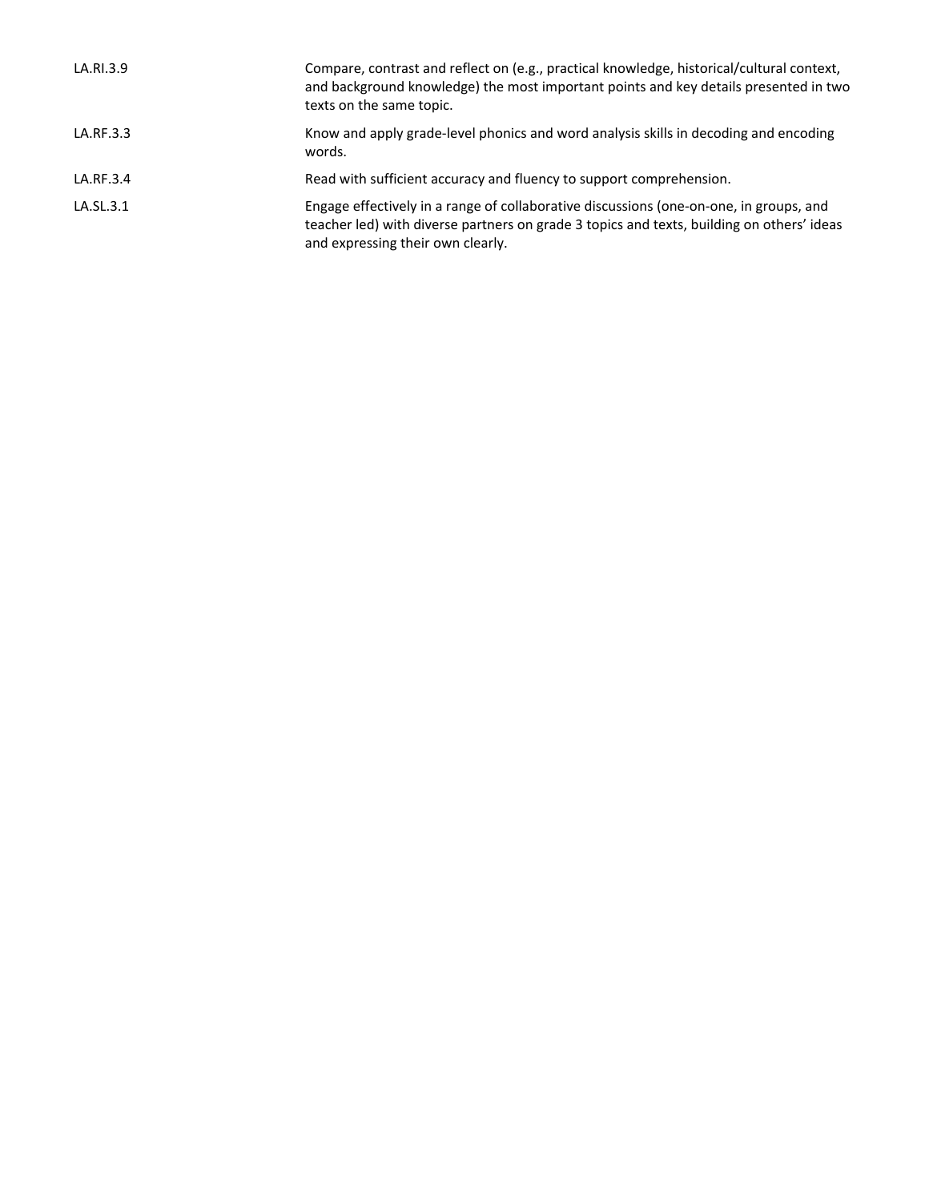| | |
|---|---|
| LA.RI.3.9 | Compare, contrast and reflect on (e.g., practical knowledge, historical/cultural context, and background knowledge) the most important points and key details presented in two texts on the same topic. |
| LA.RF.3.3 | Know and apply grade-level phonics and word analysis skills in decoding and encoding words. |
| LA.RF.3.4 | Read with sufficient accuracy and fluency to support comprehension. |
| LA.SL.3.1 | Engage effectively in a range of collaborative discussions (one-on-one, in groups, and teacher led) with diverse partners on grade 3 topics and texts, building on others' ideas and expressing their own clearly. |